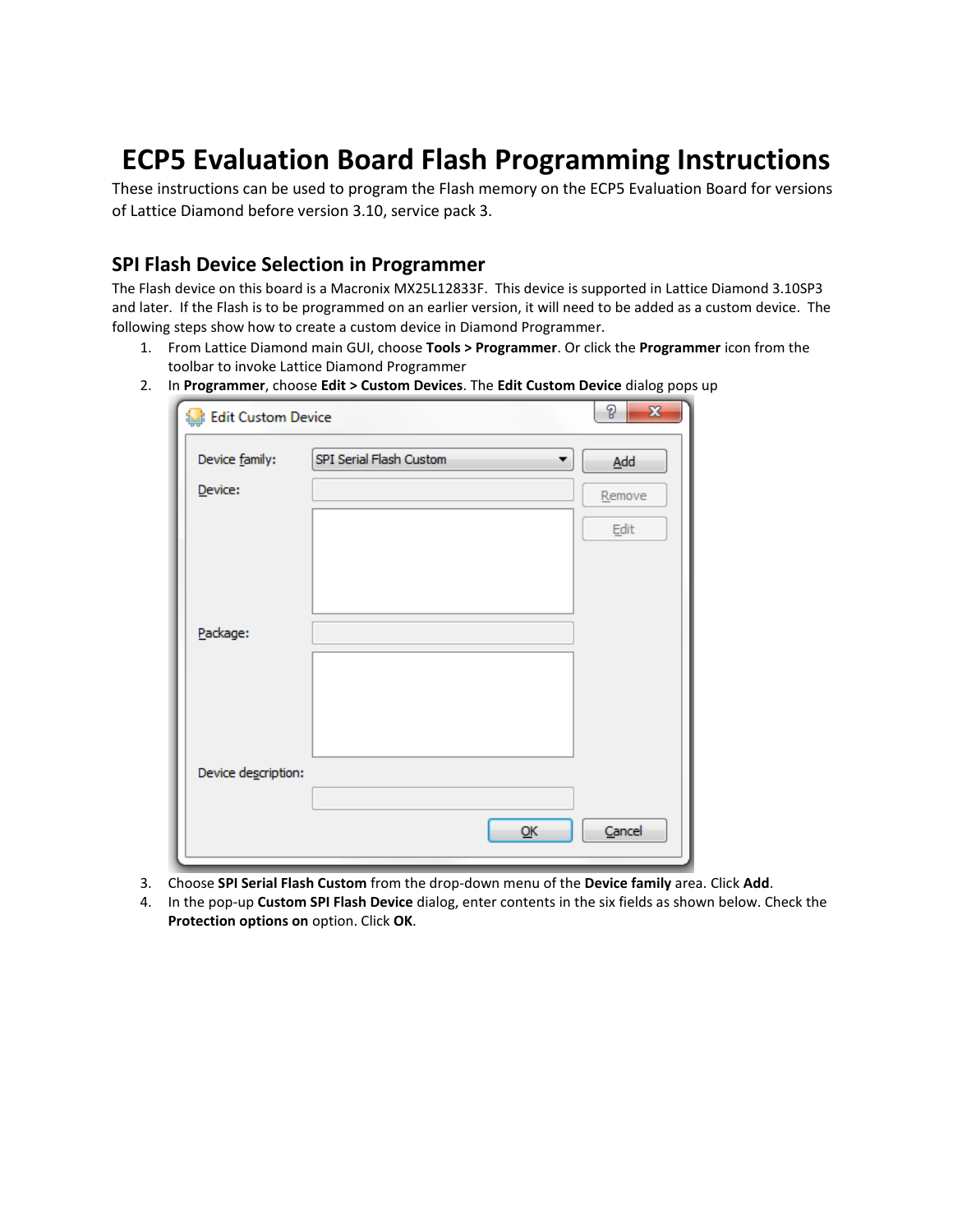# ECP5 Evaluation Board Flash Programming Instructions

These instructions can be used to program the Flash memory on the ECP5 Evaluation Board for versions of Lattice Diamond before version 3.10, service pack 3.

## SPI Flash Device Selection in Programmer

The Flash device on this board is a Macronix MX25L12833F. This device is supported in Lattice Diamond 3.10SP3 and later. If the Flash is to be programmed on an earlier version, it will need to be added as a custom device. The following steps show how to create a custom device in Diamond Programmer.

1. From Lattice Diamond main GUI, choose **Tools > Programmer**. Or click the **Programmer** icon from the toolbar to invoke Lattice Diamond Programmer
2. In **Programmer**, choose **Edit > Custom Devices**. The **Edit Custom Device** dialog pops up
3. Choose **SPI Serial Flash Custom** from the drop-down menu of the **Device family** area. Click **Add**.
4. In the pop-up **Custom SPI Flash Device** dialog, enter contents in the six fields as shown below. Check the **Protection options on** option. Click **OK**.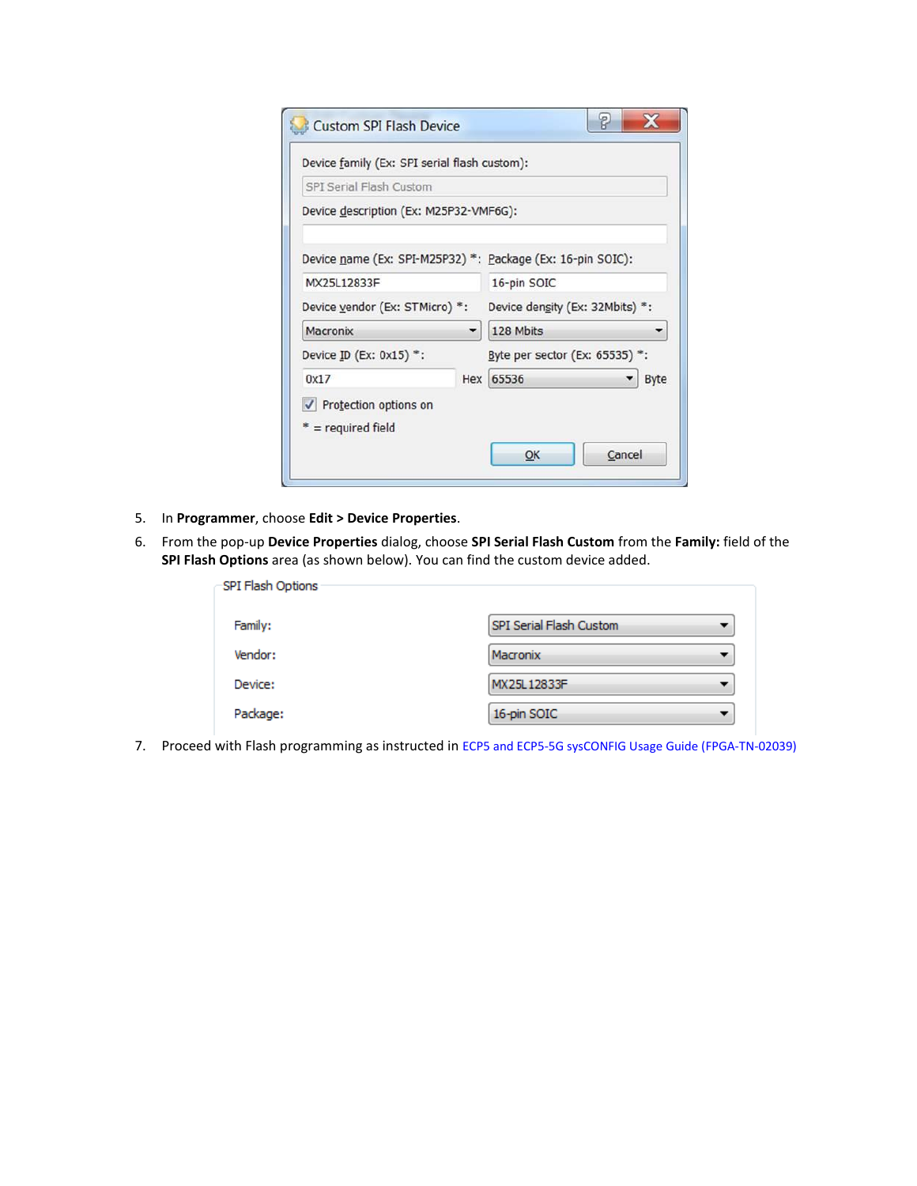5. In **Programmer**, choose **Edit > Device Properties**.
6. From the pop-up **Device Properties** dialog, choose **SPI Serial Flash Custom** from the **Family:** field of the **SPI Flash Options** area (as shown below). You can find the custom device added.
7. Proceed with Flash programming as instructed in ECP5 and ECP5-5G sysCONFIG Usage Guide (FPGA-TN-02039)